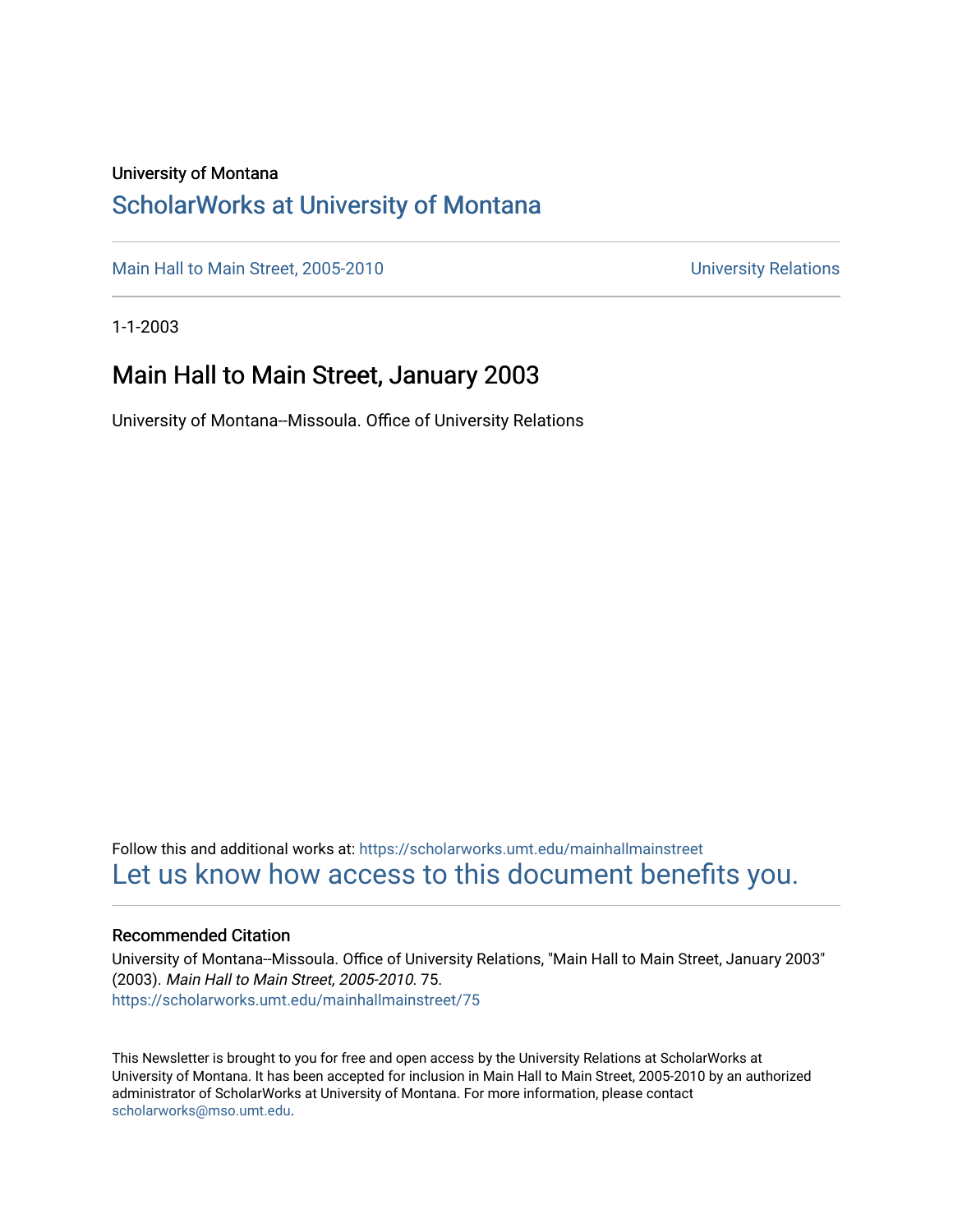University of Montana

# ScholarWorks at University of Montana

Main Hall to Main Street, 2005-2010 | University Relations

1-1-2003

## Main Hall to Main Street, January 2003

University of Montana--Missoula. Office of University Relations

Follow this and additional works at: https://scholarworks.umt.edu/mainhallmainstreet

Let us know how access to this document benefits you.

### Recommended Citation

University of Montana--Missoula. Office of University Relations, "Main Hall to Main Street, January 2003" (2003). *Main Hall to Main Street, 2005-2010*. 75.
https://scholarworks.umt.edu/mainhallmainstreet/75

This Newsletter is brought to you for free and open access by the University Relations at ScholarWorks at University of Montana. It has been accepted for inclusion in Main Hall to Main Street, 2005-2010 by an authorized administrator of ScholarWorks at University of Montana. For more information, please contact scholarworks@mso.umt.edu.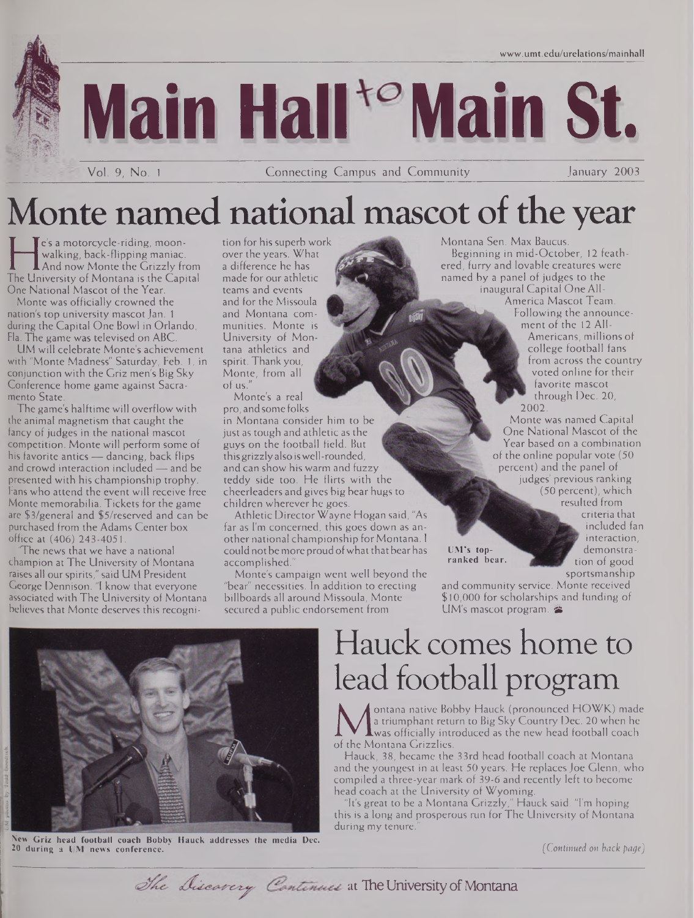www.umt.edu/urelations/mainhall

# Main Hall to Main St.

Vol. 9, No. 1 — Connecting Campus and Community — January 2003

# Monte named national mascot of the year

He's a motorcycle-riding, moonwalking, back-flipping maniac. And now Monte the Grizzly from The University of Montana is the Capital One National Mascot of the Year.

Monte was officially crowned the nation's top university mascot Jan. 1 during the Capital One Bowl in Orlando, Fla. The game was televised on ABC.

UM will celebrate Monte's achievement with "Monte Madness" Saturday, Feb. 1, in conjunction with the Griz men's Big Sky Conference home game against Sacramento State.

The game's halftime will overflow with the animal magnetism that caught the fancy of judges in the national mascot competition. Monte will perform some of his favorite antics — dancing, back flips and crowd interaction included — and be presented with his championship trophy. Fans who attend the event will receive free Monte memorabilia. Tickets for the game are $3/general and $5/reserved and can be purchased from the Adams Center box office at (406) 243-4051.

"The news that we have a national champion at The University of Montana raises all our spirits," said UM President George Dennison. "I know that everyone associated with The University of Montana believes that Monte deserves this recognition for his superb work over the years. What a difference he has made for our athletic teams and events and for the Missoula and Montana communities. Monte is University of Montana athletics and spirit. Thank you, Monte, from all of us."

Monte's a real pro, and some folks in Montana consider him to be just as tough and athletic as the guys on the football field. But this grizzly also is well-rounded, and can show his warm and fuzzy teddy side too. He flirts with the cheerleaders and gives big bear hugs to children wherever he goes.

Athletic Director Wayne Hogan said, "As far as I'm concerned, this goes down as another national championship for Montana. I could not be more proud of what that bear has accomplished."

Monte's campaign went well beyond the "bear" necessities. In addition to erecting billboards all around Missoula, Monte secured a public endorsement from Montana Sen. Max Baucus.

Beginning in mid-October, 12 feathered, furry and lovable creatures were named by a panel of judges to the inaugural Capital One All-America Mascot Team. Following the announcement of the 12 All-Americans, millions of college football fans from across the country voted online for their favorite mascot through Dec. 20, 2002.

Monte was named Capital One National Mascot of the Year based on a combination of the online popular vote (50 percent) and the panel of judges' previous ranking (50 percent), which resulted from criteria that included fan interaction, demonstration of good sportsmanship and community service. Monte received $10,000 for scholarships and funding of UM's mascot program.

UM's top-ranked bear.

# Hauck comes home to lead football program

Montana native Bobby Hauck (pronounced HOWK) made a triumphant return to Big Sky Country Dec. 20 when he was officially introduced as the new head football coach of the Montana Grizzlies.

Hauck, 38, became the 33rd head football coach at Montana and the youngest in at least 50 years. He replaces Joe Glenn, who compiled a three-year mark of 39-6 and recently left to become head coach at the University of Wyoming.

"It's great to be a Montana Grizzly," Hauck said. "I'm hoping this is a long and prosperous run for The University of Montana during my tenure."

*(Continued on back page)*

New Griz head football coach Bobby Hauck addresses the media Dec. 20 during a UM news conference.

*The Discovery Continues* at The University of Montana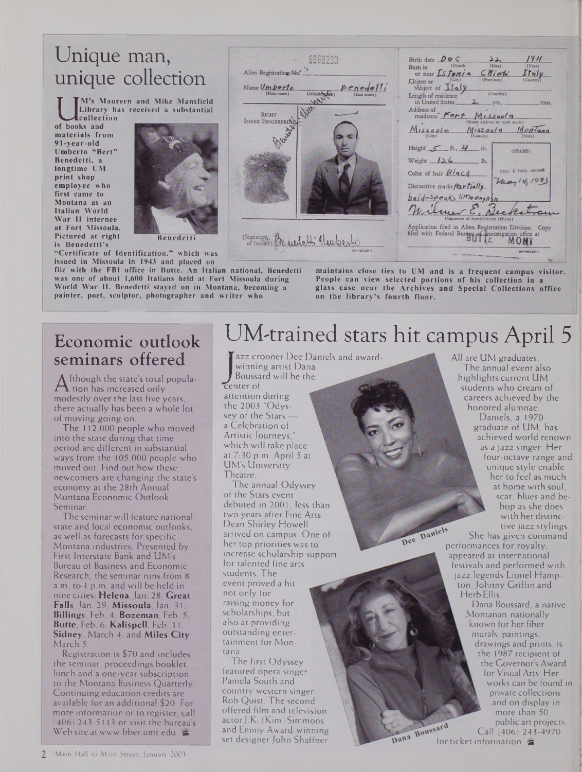# Unique man, unique collection

UM's Maureen and Mike Mansfield Library has received a substantial collection of books and materials from 91-year-old Umberto "Bert" Benedetti, a longtime UM print shop employee who first came to Montana as an Italian World War II internee at Fort Missoula. Pictured at right is Benedetti's "Certificate of Identification," which was issued in Missoula in 1943 and placed on file with the FBI office in Butte. An Italian national, Benedetti was one of about 1,600 Italians held at Fort Missoula during World War II. Benedetti stayed on in Montana, becoming a painter, poet, sculptor, photographer and writer who maintains close ties to UM and is a frequent campus visitor. People can view selected portions of his collection in a glass case near the Archives and Special Collections office on the library's fourth floor.

Benedetti

## Economic outlook seminars offered

Although the state's total population has increased only modestly over the last five years, there actually has been a whole lot of moving going on.

The 112,000 people who moved into the state during that time period are different in substantial ways from the 105,000 people who moved out. Find out how these newcomers are changing the state's economy at the 28th Annual Montana Economic Outlook Seminar.

The seminar will feature national, state and local economic outlooks, as well as forecasts for specific Montana industries. Presented by First Interstate Bank and UM's Bureau of Business and Economic Research, the seminar runs from 8 a.m. to 4 p.m. and will be held in nine cities: **Helena**, Jan. 28; **Great Falls**, Jan. 29; **Missoula**, Jan. 31; **Billings**, Feb. 4; **Bozeman**, Feb. 5; **Butte**, Feb. 6; **Kalispell**, Feb. 11; **Sidney**, March 4; and **Miles City**, March 5.

Registration is $70 and includes the seminar, proceedings booklet, lunch and a one-year subscription to the Montana Business Quarterly. Continuing education credits are available for an additional $20. For more information or to register, call (406) 243-5113 or visit the bureau's Web site at www.bber.umt.edu.

# UM-trained stars hit campus April 5

Jazz crooner Dee Daniels and award-winning artist Dana Boussard will be the center of attention during the 2003 "Odyssey of the Stars — a Celebration of Artistic Journeys," which will take place at 7:30 p.m. April 5 at UM's University Theatre.

The annual Odyssey of the Stars event debuted in 2001, less than two years after Fine Arts Dean Shirley Howell arrived on campus. One of her top priorities was to increase scholarship support for talented fine arts students. The event proved a hit not only for raising money for scholarships, but also at providing outstanding entertainment for Montana.

The first Odyssey featured opera singer Pamela South and country western singer Rob Quist. The second offered film and television actor J.K. (Kim) Simmons and Emmy Award-winning set designer John Shaffner. All are UM graduates.

The annual event also highlights current UM students who dream of careers achieved by the honored alumnae.

Daniels, a 1970 graduate of UM, has achieved world renown as a jazz singer. Her four-octave range and unique style enable her to feel as much at home with soul, scat, blues and be-bop as she does with her distinctive jazz stylings. She has given command performances for royalty, appeared at international festivals and performed with jazz legends Lionel Hampton, Johnny Griffin and Herb Ellis.

Dana Boussard, a native Montanan nationally known for her fiber murals, paintings, drawings and prints, is the 1987 recipient of the Governor's Award for Visual Arts. Her works can be found in private collections and on display in more than 50 public art projects.

Call (406) 243-4970 for ticket information.

Dee Daniels

Dana Boussard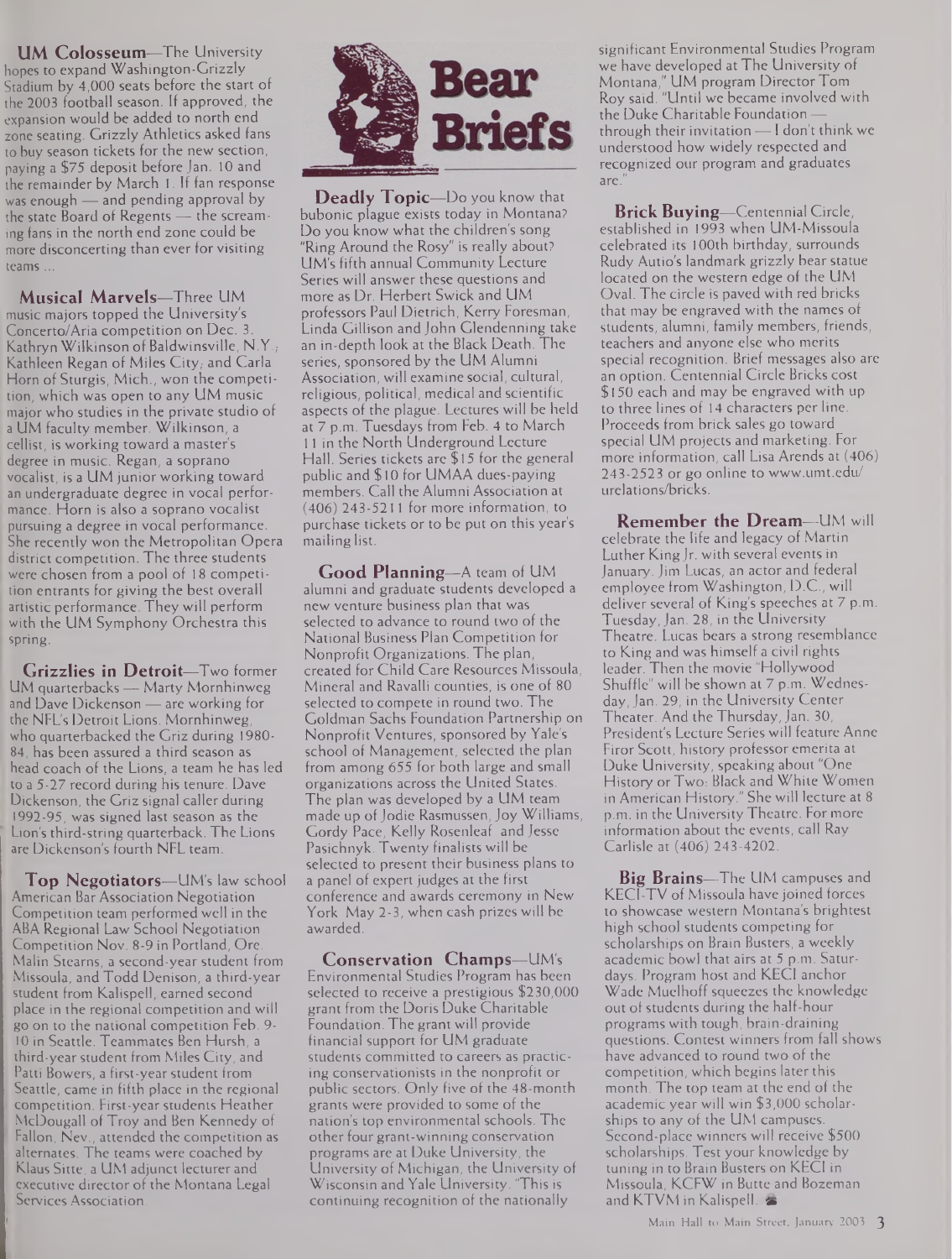# Bear Briefs

**UM Colosseum**—The University hopes to expand Washington-Grizzly Stadium by 4,000 seats before the start of the 2003 football season. If approved, the expansion would be added to north end zone seating. Grizzly Athletics asked fans to buy season tickets for the new section, paying a $75 deposit before Jan. 10 and the remainder by March 1. If fan response was enough — and pending approval by the state Board of Regents — the screaming fans in the north end zone could be more disconcerting than ever for visiting teams ...

**Musical Marvels**—Three UM music majors topped the University's Concerto/Aria competition on Dec. 3. Kathryn Wilkinson of Baldwinsville, N.Y.; Kathleen Regan of Miles City; and Carla Horn of Sturgis, Mich., won the competition, which was open to any UM music major who studies in the private studio of a UM faculty member. Wilkinson, a cellist, is working toward a master's degree in music. Regan, a soprano vocalist, is a UM junior working toward an undergraduate degree in vocal performance. Horn is also a soprano vocalist pursuing a degree in vocal performance. She recently won the Metropolitan Opera district competition. The three students were chosen from a pool of 18 competition entrants for giving the best overall artistic performance. They will perform with the UM Symphony Orchestra this spring.

**Grizzlies in Detroit**—Two former UM quarterbacks — Marty Mornhinweg and Dave Dickenson — are working for the NFL's Detroit Lions. Mornhinweg, who quarterbacked the Griz during 1980-84, has been assured a third season as head coach of the Lions, a team he has led to a 5-27 record during his tenure. Dave Dickenson, the Griz signal caller during 1992-95, was signed last season as the Lion's third-string quarterback. The Lions are Dickenson's fourth NFL team.

**Top Negotiators**—UM's law school American Bar Association Negotiation Competition team performed well in the ABA Regional Law School Negotiation Competition Nov. 8-9 in Portland, Ore. Malin Stearns, a second-year student from Missoula, and Todd Denison, a third-year student from Kalispell, earned second place in the regional competition and will go on to the national competition Feb. 9-10 in Seattle. Teammates Ben Hursh, a third-year student from Miles City, and Patti Bowers, a first-year student from Seattle, came in fifth place in the regional competition. First-year students Heather McDougall of Troy and Ben Kennedy of Fallon, Nev., attended the competition as alternates. The teams were coached by Klaus Sitte, a UM adjunct lecturer and executive director of the Montana Legal Services Association.

**Deadly Topic**—Do you know that bubonic plague exists today in Montana? Do you know what the children's song "Ring Around the Rosy" is really about? UM's fifth annual Community Lecture Series will answer these questions and more as Dr. Herbert Swick and UM professors Paul Dietrich, Kerry Foresman, Linda Gillison and John Glendenning take an in-depth look at the Black Death. The series, sponsored by the UM Alumni Association, will examine social, cultural, religious, political, medical and scientific aspects of the plague. Lectures will be held at 7 p.m. Tuesdays from Feb. 4 to March 11 in the North Underground Lecture Hall. Series tickets are $15 for the general public and $10 for UMAA dues-paying members. Call the Alumni Association at (406) 243-5211 for more information, to purchase tickets or to be put on this year's mailing list.

**Good Planning**—A team of UM alumni and graduate students developed a new venture business plan that was selected to advance to round two of the National Business Plan Competition for Nonprofit Organizations. The plan, created for Child Care Resources Missoula, Mineral and Ravalli counties, is one of 80 selected to compete in round two. The Goldman Sachs Foundation Partnership on Nonprofit Ventures, sponsored by Yale's school of Management, selected the plan from among 655 for both large and small organizations across the United States. The plan was developed by a UM team made up of Jodie Rasmussen, Joy Williams, Gordy Pace, Kelly Rosenleaf and Jesse Pasichnyk. Twenty finalists will be selected to present their business plans to a panel of expert judges at the first conference and awards ceremony in New York May 2-3, when cash prizes will be awarded.

**Conservation Champs**—UM's Environmental Studies Program has been selected to receive a prestigious $230,000 grant from the Doris Duke Charitable Foundation. The grant will provide financial support for UM graduate students committed to careers as practicing conservationists in the nonprofit or public sectors. Only five of the 48-month grants were provided to some of the nation's top environmental schools. The other four grant-winning conservation programs are at Duke University, the University of Michigan, the University of Wisconsin and Yale University. "This is continuing recognition of the nationally significant Environmental Studies Program we have developed at The University of Montana," UM program Director Tom Roy said. "Until we became involved with the Duke Charitable Foundation — through their invitation — I don't think we understood how widely respected and recognized our program and graduates are."

**Brick Buying**—Centennial Circle, established in 1993 when UM-Missoula celebrated its 100th birthday, surrounds Rudy Autio's landmark grizzly bear statue located on the western edge of the UM Oval. The circle is paved with red bricks that may be engraved with the names of students, alumni, family members, friends, teachers and anyone else who merits special recognition. Brief messages also are an option. Centennial Circle Bricks cost $150 each and may be engraved with up to three lines of 14 characters per line. Proceeds from brick sales go toward special UM projects and marketing. For more information, call Lisa Arends at (406) 243-2523 or go online to www.umt.edu/urelations/bricks.

**Remember the Dream**—UM will celebrate the life and legacy of Martin Luther King Jr. with several events in January. Jim Lucas, an actor and federal employee from Washington, D.C., will deliver several of King's speeches at 7 p.m. Tuesday, Jan. 28, in the University Theatre. Lucas bears a strong resemblance to King and was himself a civil rights leader. Then the movie "Hollywood Shuffle" will be shown at 7 p.m. Wednesday, Jan. 29, in the University Center Theater. And the Thursday, Jan. 30, President's Lecture Series will feature Anne Firor Scott, history professor emerita at Duke University, speaking about "One History or Two: Black and White Women in American History." She will lecture at 8 p.m. in the University Theatre. For more information about the events, call Ray Carlisle at (406) 243-4202.

**Big Brains**—The UM campuses and KECI-TV of Missoula have joined forces to showcase western Montana's brightest high school students competing for scholarships on Brain Busters, a weekly academic bowl that airs at 5 p.m. Saturdays. Program host and KECI anchor Wade Muelhoff squeezes the knowledge out of students during the half-hour programs with tough, brain-draining questions. Contest winners from fall shows have advanced to round two of the competition, which begins later this month. The top team at the end of the academic year will win $3,000 scholarships to any of the UM campuses. Second-place winners will receive $500 scholarships. Test your knowledge by tuning in to Brain Busters on KECI in Missoula, KCFW in Butte and Bozeman and KTVM in Kalispell.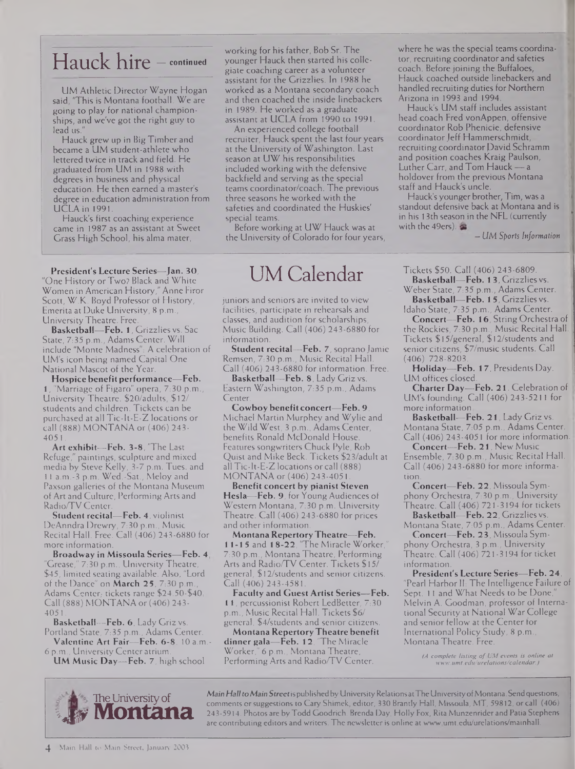# Hauck hire — continued

UM Athletic Director Wayne Hogan said, "This is Montana football. We are going to play for national championships, and we've got the right guy to lead us."

Hauck grew up in Big Timber and became a UM student-athlete who lettered twice in track and field. He graduated from UM in 1988 with degrees in business and physical education. He then earned a master's degree in education administration from UCLA in 1991.

Hauck's first coaching experience came in 1987 as an assistant at Sweet Grass High School, his alma mater, working for his father, Bob Sr. The younger Hauck then started his collegiate coaching career as a volunteer assistant for the Grizzlies. In 1988 he worked as a Montana secondary coach and then coached the inside linebackers in 1989. He worked as a graduate assistant at UCLA from 1990 to 1991.

An experienced college football recruiter, Hauck spent the last four years at the University of Washington. Last season at UW his responsibilities included working with the defensive backfield and serving as the special teams coordinator/coach. The previous three seasons he worked with the safeties and coordinated the Huskies' special teams.

Before working at UW Hauck was at the University of Colorado for four years, where he was the special teams coordinator, recruiting coordinator and safeties coach. Before joining the Buffaloes, Hauck coached outside linebackers and handled recruiting duties for Northern Arizona in 1993 and 1994.

Hauck's UM staff includes assistant head coach Fred vonAppen, offensive coordinator Rob Phenicie, defensive coordinator Jeff Hammerschmidt, recruiting coordinator David Schramm and position coaches Kraig Paulson, Luther Carr, and Tom Hauck — a holdover from the previous Montana staff and Hauck's uncle.

Hauck's younger brother, Tim, was a standout defensive back at Montana and is in his 13th season in the NFL (currently with the 49ers).

*— UM Sports Information*

# UM Calendar

**President's Lecture Series—Jan. 30**, "One History or Two? Black and White Women in American History," Anne Firor Scott, W.K. Boyd Professor of History, Emerita at Duke University, 8 p.m., University Theatre. Free.

**Basketball—Feb. 1**, Grizzlies vs. Sac State, 7:35 p.m., Adams Center. Will include "Monte Madness": A celebration of UM's icon being named Capital One National Mascot of the Year.

**Hospice benefit performance—Feb. 1**, "Marriage of Figaro" opera, 7:30 p.m., University Theatre. $20/adults, $12/students and children. Tickets can be purchased at all Tic-It-E-Z locations or call (888) MONTANA or (406) 243-4051.

**Art exhibit—Feb. 3-8**, "The Last Refuge," paintings, sculpture and mixed media by Steve Kelly, 3-7 p.m. Tues. and 11 a.m.-3 p.m. Wed.-Sat., Meloy and Paxson galleries of the Montana Museum of Art and Culture, Performing Arts and Radio/TV Center.

**Student recital—Feb. 4**, violinist DeAnndra Drewry, 7:30 p.m., Music Recital Hall. Free. Call (406) 243-6880 for more information.

**Broadway in Missoula Series—Feb. 4**, "Grease," 7:30 p.m., University Theatre, $45, limited seating available. Also, "Lord of the Dance" on **March 25**, 7:30 p.m., Adams Center; tickets range $24.50-$40. Call (888) MONTANA or (406) 243-4051.

**Basketball—Feb. 6**, Lady Griz vs. Portland State, 7:35 p.m., Adams Center.

**Valentine Art Fair—Feb. 6-8**, 10 a.m.-6 p.m., University Center atrium.

**UM Music Day—Feb. 7**, high school juniors and seniors are invited to view facilities, participate in rehearsals and classes, and audition for scholarships, Music Building. Call (406) 243-6880 for information.

**Student recital—Feb. 7**, soprano Jamie Remsen, 7:30 p.m., Music Recital Hall. Call (406) 243-6880 for information. Free.

**Basketball—Feb. 8**, Lady Griz vs. Eastern Washington, 7:35 p.m., Adams Center.

**Cowboy benefit concert—Feb. 9**, Michael Martin Murphey and Wylie and the Wild West, 3 p.m., Adams Center, benefits Ronald McDonald House. Features songwriters Chuck Pyle, Rob Quist and Mike Beck. Tickets $23/adult at all Tic-It-E-Z locations or call (888) MONTANA or (406) 243-4051.

**Benefit concert by pianist Steven Hesla—Feb. 9**, for Young Audiences of Western Montana, 7:30 p.m. University Theatre. Call (406) 243-6880 for prices and other information.

**Montana Repertory Theatre—Feb. 11-15** and **18-22**, "The Miracle Worker," 7:30 p.m., Montana Theatre, Performing Arts and Radio/TV Center. Tickets $15/general, $12/students and senior citizens. Call (406) 243-4581.

**Faculty and Guest Artist Series—Feb. 11**, percussionist Robert LedBetter, 7:30 p.m., Music Recital Hall. Tickets $6/general, $4/students and senior citizens.

**Montana Repertory Theatre benefit dinner gala—Feb. 12**, "The Miracle Worker," 6 p.m., Montana Theatre, Performing Arts and Radio/TV Center. Tickets $50. Call (406) 243-6809.

**Basketball—Feb. 13**, Grizzlies vs. Weber State, 7:35 p.m., Adams Center.

**Basketball—Feb. 15**, Grizzlies vs. Idaho State, 7:35 p.m., Adams Center.

**Concert—Feb. 16**, String Orchestra of the Rockies, 7:30 p.m., Music Recital Hall. Tickets $15/general, $12/students and senior citizens, $7/music students. Call (406) 728-8203.

**Holiday—Feb. 17**, Presidents Day. UM offices closed.

**Charter Day—Feb. 21**. Celebration of UM's founding. Call (406) 243-5211 for more information.

**Basketball—Feb. 21**, Lady Griz vs. Montana State, 7:05 p.m., Adams Center. Call (406) 243-4051 for more information.

**Concert—Feb. 21**, New Music Ensemble, 7:30 p.m., Music Recital Hall. Call (406) 243-6880 for more information.

**Concert—Feb. 22**, Missoula Symphony Orchestra, 7:30 p.m., University Theatre. Call (406) 721-3194 for tickets.

**Basketball—Feb. 22**, Grizzlies vs. Montana State, 7:05 p.m., Adams Center.

**Concert—Feb. 23**, Missoula Symphony Orchestra, 3 p.m., University Theatre. Call (406) 721-3194 for ticket information.

**President's Lecture Series—Feb. 24**, "Pearl Harbor II: The Intelligence Failure of Sept. 11 and What Needs to be Done," Melvin A. Goodman, professor of International Security at National War College and senior fellow at the Center for International Policy Study, 8 p.m., Montana Theatre. Free.

*(A complete listing of UM events is online at www.umt.edu/urelations/calendar.)*

The University of Montana

*Main Hall to Main Street* is published by University Relations at The University of Montana. Send questions, comments or suggestions to Cary Shimek, editor, 330 Brantly Hall, Missoula, MT, 59812, or call (406) 243-5914. Photos are by Todd Goodrich. Brenda Day, Holly Fox, Rita Munzenrider and Patia Stephens are contributing editors and writers. The newsletter is online at www.umt.edu/urelations/mainhall.